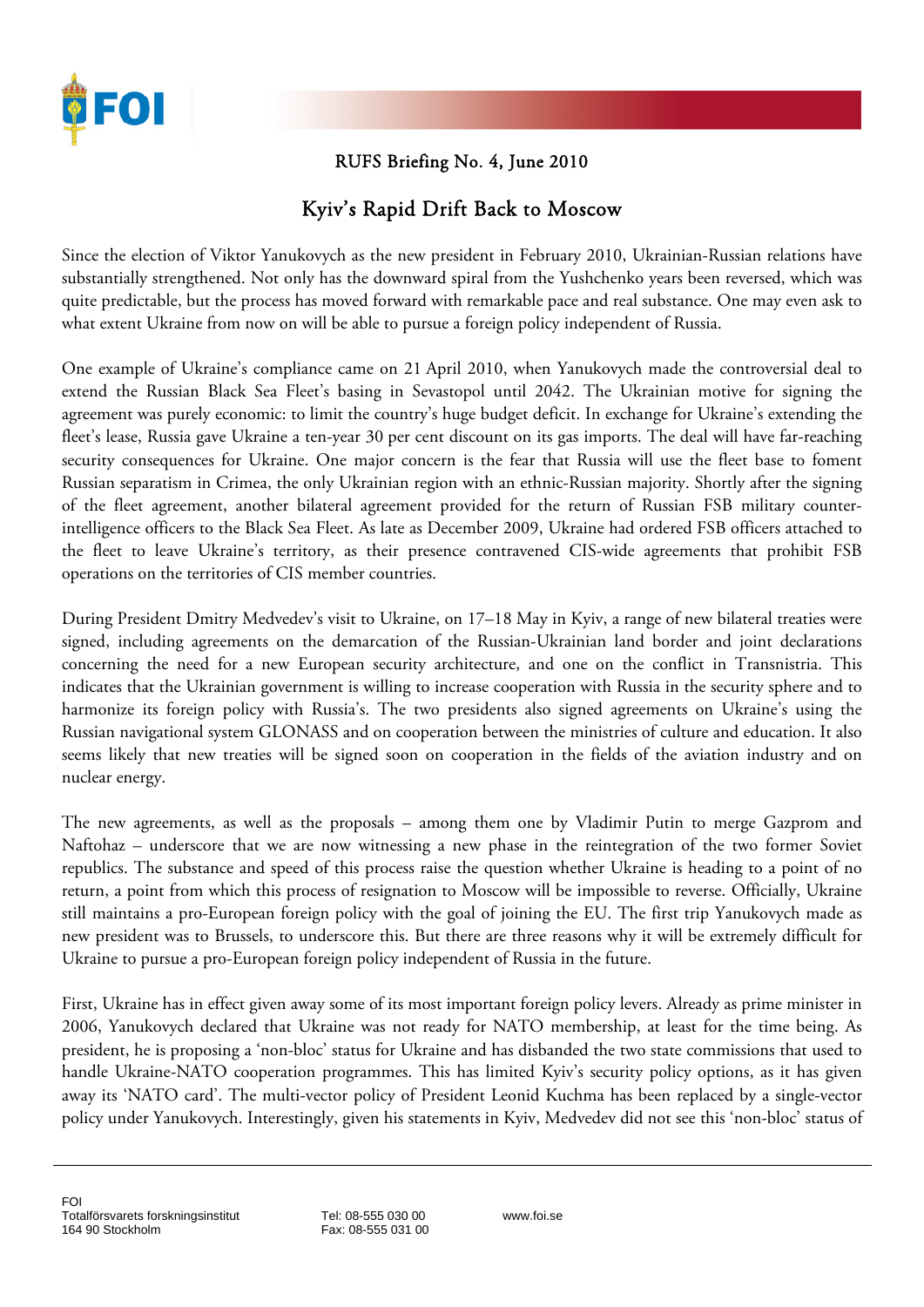RUFS Briefing No. 4, June 2010

# Kyiv's Rapid Drift Back to Moscow

Since the election of Viktor Yanukovych as the new president in February 2010, Ukrainian-Russian relations have substantially strengthened. Not only has the downward spiral from the Yushchenko years been reversed, which was quite predictable, but the process has moved forward with remarkable pace and real substance. One may even ask to what extent Ukraine from now on will be able to pursue a foreign policy independent of Russia.

One example of Ukraine's compliance came on 21 April 2010, when Yanukovych made the controversial deal to extend the Russian Black Sea Fleet's basing in Sevastopol until 2042. The Ukrainian motive for signing the agreement was purely economic: to limit the country's huge budget deficit. In exchange for Ukraine's extending the fleet's lease, Russia gave Ukraine a ten-year 30 per cent discount on its gas imports. The deal will have far-reaching security consequences for Ukraine. One major concern is the fear that Russia will use the fleet base to foment Russian separatism in Crimea, the only Ukrainian region with an ethnic-Russian majority. Shortly after the signing of the fleet agreement, another bilateral agreement provided for the return of Russian FSB military counter-intelligence officers to the Black Sea Fleet. As late as December 2009, Ukraine had ordered FSB officers attached to the fleet to leave Ukraine's territory, as their presence contravened CIS-wide agreements that prohibit FSB operations on the territories of CIS member countries.

During President Dmitry Medvedev's visit to Ukraine, on 17–18 May in Kyiv, a range of new bilateral treaties were signed, including agreements on the demarcation of the Russian-Ukrainian land border and joint declarations concerning the need for a new European security architecture, and one on the conflict in Transnistria. This indicates that the Ukrainian government is willing to increase cooperation with Russia in the security sphere and to harmonize its foreign policy with Russia's. The two presidents also signed agreements on Ukraine's using the Russian navigational system GLONASS and on cooperation between the ministries of culture and education. It also seems likely that new treaties will be signed soon on cooperation in the fields of the aviation industry and on nuclear energy.

The new agreements, as well as the proposals – among them one by Vladimir Putin to merge Gazprom and Naftohaz – underscore that we are now witnessing a new phase in the reintegration of the two former Soviet republics. The substance and speed of this process raise the question whether Ukraine is heading to a point of no return, a point from which this process of resignation to Moscow will be impossible to reverse. Officially, Ukraine still maintains a pro-European foreign policy with the goal of joining the EU. The first trip Yanukovych made as new president was to Brussels, to underscore this. But there are three reasons why it will be extremely difficult for Ukraine to pursue a pro-European foreign policy independent of Russia in the future.

First, Ukraine has in effect given away some of its most important foreign policy levers. Already as prime minister in 2006, Yanukovych declared that Ukraine was not ready for NATO membership, at least for the time being. As president, he is proposing a 'non-bloc' status for Ukraine and has disbanded the two state commissions that used to handle Ukraine-NATO cooperation programmes. This has limited Kyiv's security policy options, as it has given away its 'NATO card'. The multi-vector policy of President Leonid Kuchma has been replaced by a single-vector policy under Yanukovych. Interestingly, given his statements in Kyiv, Medvedev did not see this 'non-bloc' status of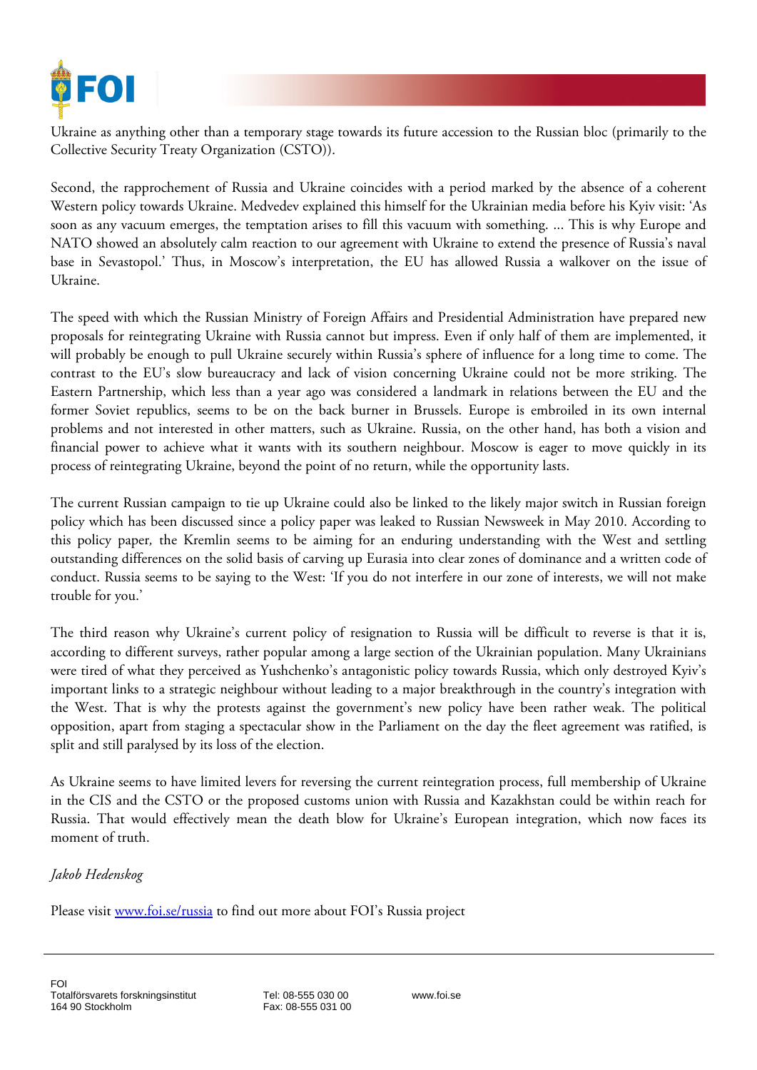Ukraine as anything other than a temporary stage towards its future accession to the Russian bloc (primarily to the Collective Security Treaty Organization (CSTO)).

Second, the rapprochement of Russia and Ukraine coincides with a period marked by the absence of a coherent Western policy towards Ukraine. Medvedev explained this himself for the Ukrainian media before his Kyiv visit: 'As soon as any vacuum emerges, the temptation arises to fill this vacuum with something. ... This is why Europe and NATO showed an absolutely calm reaction to our agreement with Ukraine to extend the presence of Russia's naval base in Sevastopol.' Thus, in Moscow's interpretation, the EU has allowed Russia a walkover on the issue of Ukraine.

The speed with which the Russian Ministry of Foreign Affairs and Presidential Administration have prepared new proposals for reintegrating Ukraine with Russia cannot but impress. Even if only half of them are implemented, it will probably be enough to pull Ukraine securely within Russia's sphere of influence for a long time to come. The contrast to the EU's slow bureaucracy and lack of vision concerning Ukraine could not be more striking. The Eastern Partnership, which less than a year ago was considered a landmark in relations between the EU and the former Soviet republics, seems to be on the back burner in Brussels. Europe is embroiled in its own internal problems and not interested in other matters, such as Ukraine. Russia, on the other hand, has both a vision and financial power to achieve what it wants with its southern neighbour. Moscow is eager to move quickly in its process of reintegrating Ukraine, beyond the point of no return, while the opportunity lasts.

The current Russian campaign to tie up Ukraine could also be linked to the likely major switch in Russian foreign policy which has been discussed since a policy paper was leaked to Russian Newsweek in May 2010. According to this policy paper, the Kremlin seems to be aiming for an enduring understanding with the West and settling outstanding differences on the solid basis of carving up Eurasia into clear zones of dominance and a written code of conduct. Russia seems to be saying to the West: 'If you do not interfere in our zone of interests, we will not make trouble for you.'

The third reason why Ukraine's current policy of resignation to Russia will be difficult to reverse is that it is, according to different surveys, rather popular among a large section of the Ukrainian population. Many Ukrainians were tired of what they perceived as Yushchenko's antagonistic policy towards Russia, which only destroyed Kyiv's important links to a strategic neighbour without leading to a major breakthrough in the country's integration with the West. That is why the protests against the government's new policy have been rather weak. The political opposition, apart from staging a spectacular show in the Parliament on the day the fleet agreement was ratified, is split and still paralysed by its loss of the election.

As Ukraine seems to have limited levers for reversing the current reintegration process, full membership of Ukraine in the CIS and the CSTO or the proposed customs union with Russia and Kazakhstan could be within reach for Russia. That would effectively mean the death blow for Ukraine's European integration, which now faces its moment of truth.

*Jakob Hedenskog*

Please visit [www.foi.se/russia](www.foi.se/russia) to find out more about FOI's Russia project

FOI
Totalförsvarets forskningsinstitut
164 90 Stockholm

Tel: 08-555 030 00
Fax: 08-555 031 00

www.foi.se